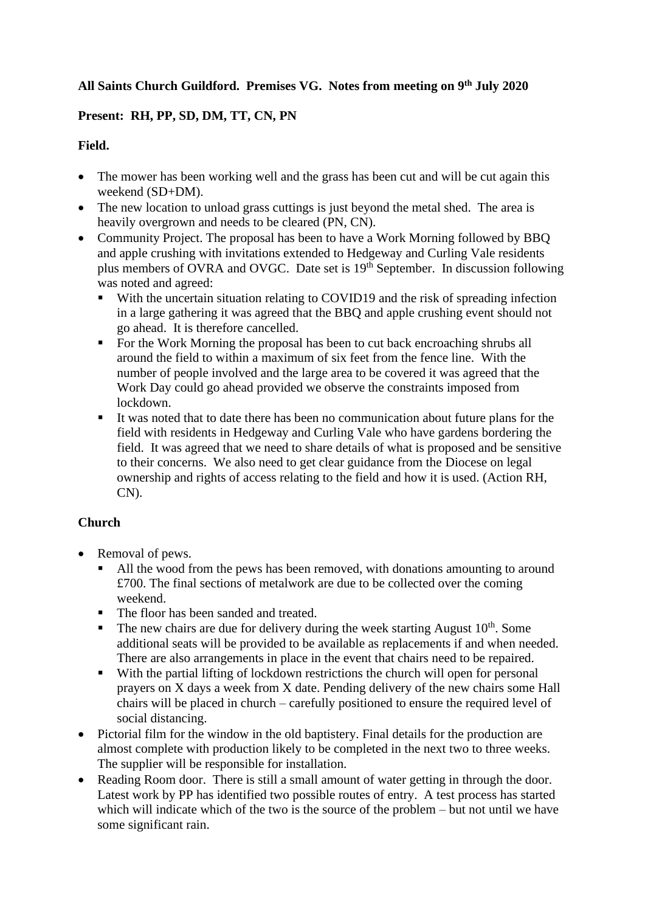**All Saints Church Guildford. Premises VG. Notes from meeting on 9th July 2020**

**Present: RH, PP, SD, DM, TT, CN, PN**

**Field.**

- The mower has been working well and the grass has been cut and will be cut again this weekend (SD+DM).
- The new location to unload grass cuttings is just beyond the metal shed. The area is heavily overgrown and needs to be cleared (PN, CN).
- Community Project. The proposal has been to have a Work Morning followed by BBQ and apple crushing with invitations extended to Hedgeway and Curling Vale residents plus members of OVRA and OVGC. Date set is 19th September. In discussion following was noted and agreed:
  - With the uncertain situation relating to COVID19 and the risk of spreading infection in a large gathering it was agreed that the BBQ and apple crushing event should not go ahead. It is therefore cancelled.
  - For the Work Morning the proposal has been to cut back encroaching shrubs all around the field to within a maximum of six feet from the fence line. With the number of people involved and the large area to be covered it was agreed that the Work Day could go ahead provided we observe the constraints imposed from lockdown.
  - It was noted that to date there has been no communication about future plans for the field with residents in Hedgeway and Curling Vale who have gardens bordering the field. It was agreed that we need to share details of what is proposed and be sensitive to their concerns. We also need to get clear guidance from the Diocese on legal ownership and rights of access relating to the field and how it is used. (Action RH, CN).

**Church**

- Removal of pews.
  - All the wood from the pews has been removed, with donations amounting to around £700. The final sections of metalwork are due to be collected over the coming weekend.
  - The floor has been sanded and treated.
  - The new chairs are due for delivery during the week starting August 10th. Some additional seats will be provided to be available as replacements if and when needed. There are also arrangements in place in the event that chairs need to be repaired.
  - With the partial lifting of lockdown restrictions the church will open for personal prayers on X days a week from X date. Pending delivery of the new chairs some Hall chairs will be placed in church – carefully positioned to ensure the required level of social distancing.
- Pictorial film for the window in the old baptistery. Final details for the production are almost complete with production likely to be completed in the next two to three weeks. The supplier will be responsible for installation.
- Reading Room door. There is still a small amount of water getting in through the door. Latest work by PP has identified two possible routes of entry. A test process has started which will indicate which of the two is the source of the problem – but not until we have some significant rain.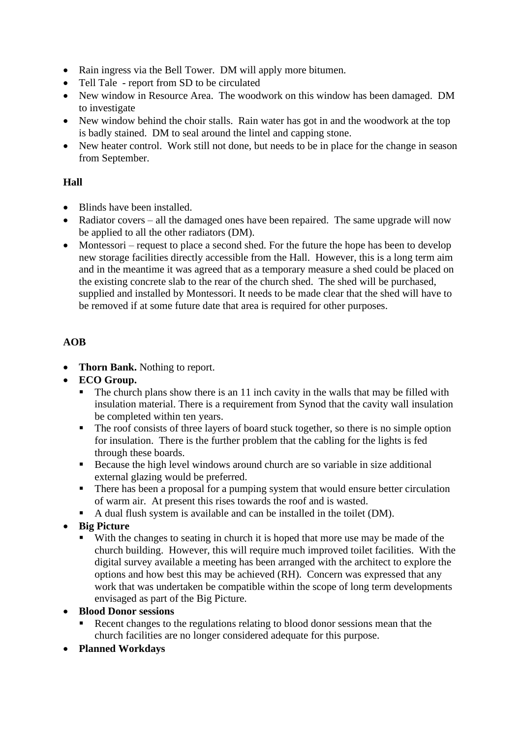- Rain ingress via the Bell Tower.  DM will apply more bitumen.
- Tell Tale  - report from SD to be circulated
- New window in Resource Area.  The woodwork on this window has been damaged.  DM to investigate
- New window behind the choir stalls.  Rain water has got in and the woodwork at the top is badly stained.  DM to seal around the lintel and capping stone.
- New heater control.  Work still not done, but needs to be in place for the change in season from September.

**Hall**

- Blinds have been installed.
- Radiator covers – all the damaged ones have been repaired.  The same upgrade will now be applied to all the other radiators (DM).
- Montessori – request to place a second shed. For the future the hope has been to develop new storage facilities directly accessible from the Hall.  However, this is a long term aim and in the meantime it was agreed that as a temporary measure a shed could be placed on the existing concrete slab to the rear of the church shed.  The shed will be purchased, supplied and installed by Montessori. It needs to be made clear that the shed will have to be removed if at some future date that area is required for other purposes.

**AOB**

- **Thorn Bank.** Nothing to report.
- **ECO Group.**
  - The church plans show there is an 11 inch cavity in the walls that may be filled with insulation material. There is a requirement from Synod that the cavity wall insulation be completed within ten years.
  - The roof consists of three layers of board stuck together, so there is no simple option for insulation.  There is the further problem that the cabling for the lights is fed through these boards.
  - Because the high level windows around church are so variable in size additional external glazing would be preferred.
  - There has been a proposal for a pumping system that would ensure better circulation of warm air.  At present this rises towards the roof and is wasted.
  - A dual flush system is available and can be installed in the toilet (DM).
- **Big Picture**
  - With the changes to seating in church it is hoped that more use may be made of the church building.  However, this will require much improved toilet facilities.  With the digital survey available a meeting has been arranged with the architect to explore the options and how best this may be achieved (RH).  Concern was expressed that any work that was undertaken be compatible within the scope of long term developments envisaged as part of the Big Picture.
- **Blood Donor sessions**
  - Recent changes to the regulations relating to blood donor sessions mean that the church facilities are no longer considered adequate for this purpose.
- **Planned Workdays**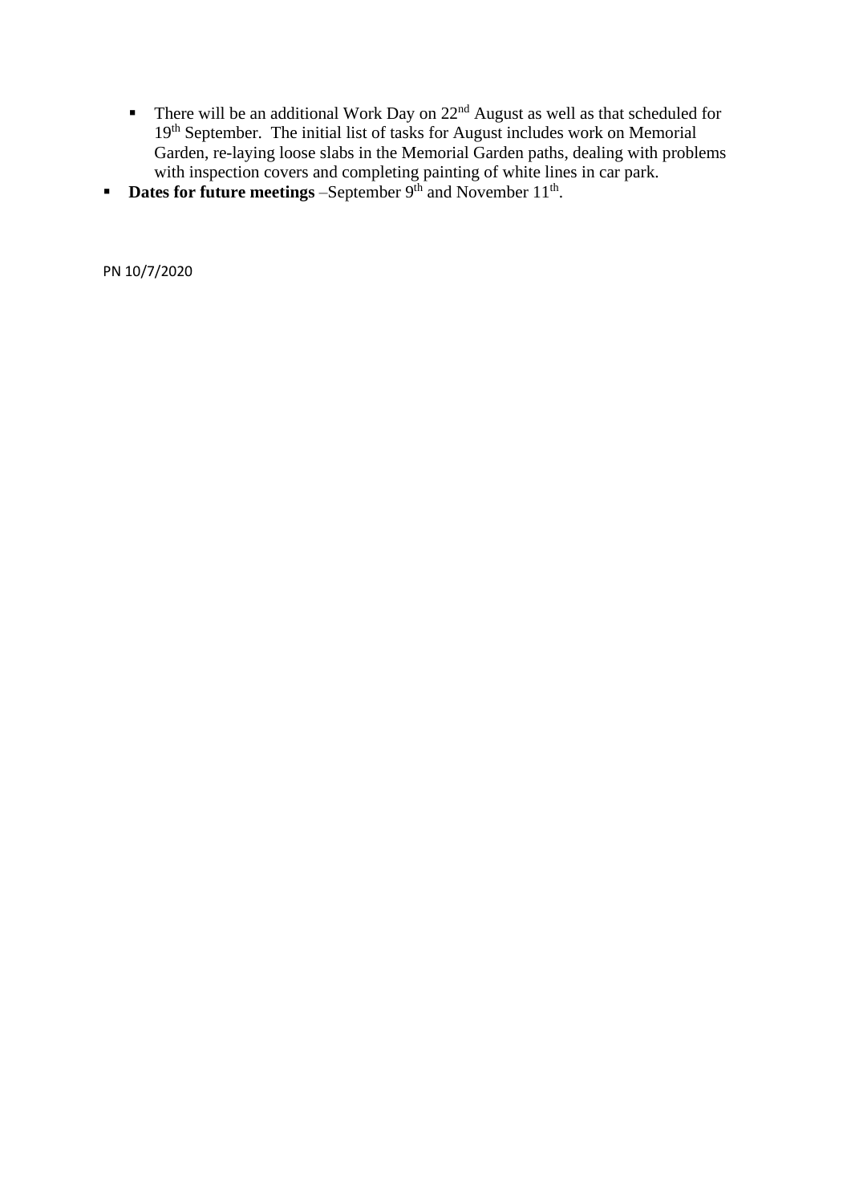- There will be an additional Work Day on 22nd August as well as that scheduled for 19th September. The initial list of tasks for August includes work on Memorial Garden, re-laying loose slabs in the Memorial Garden paths, dealing with problems with inspection covers and completing painting of white lines in car park.
- **Dates for future meetings** –September 9th and November 11th.

PN 10/7/2020